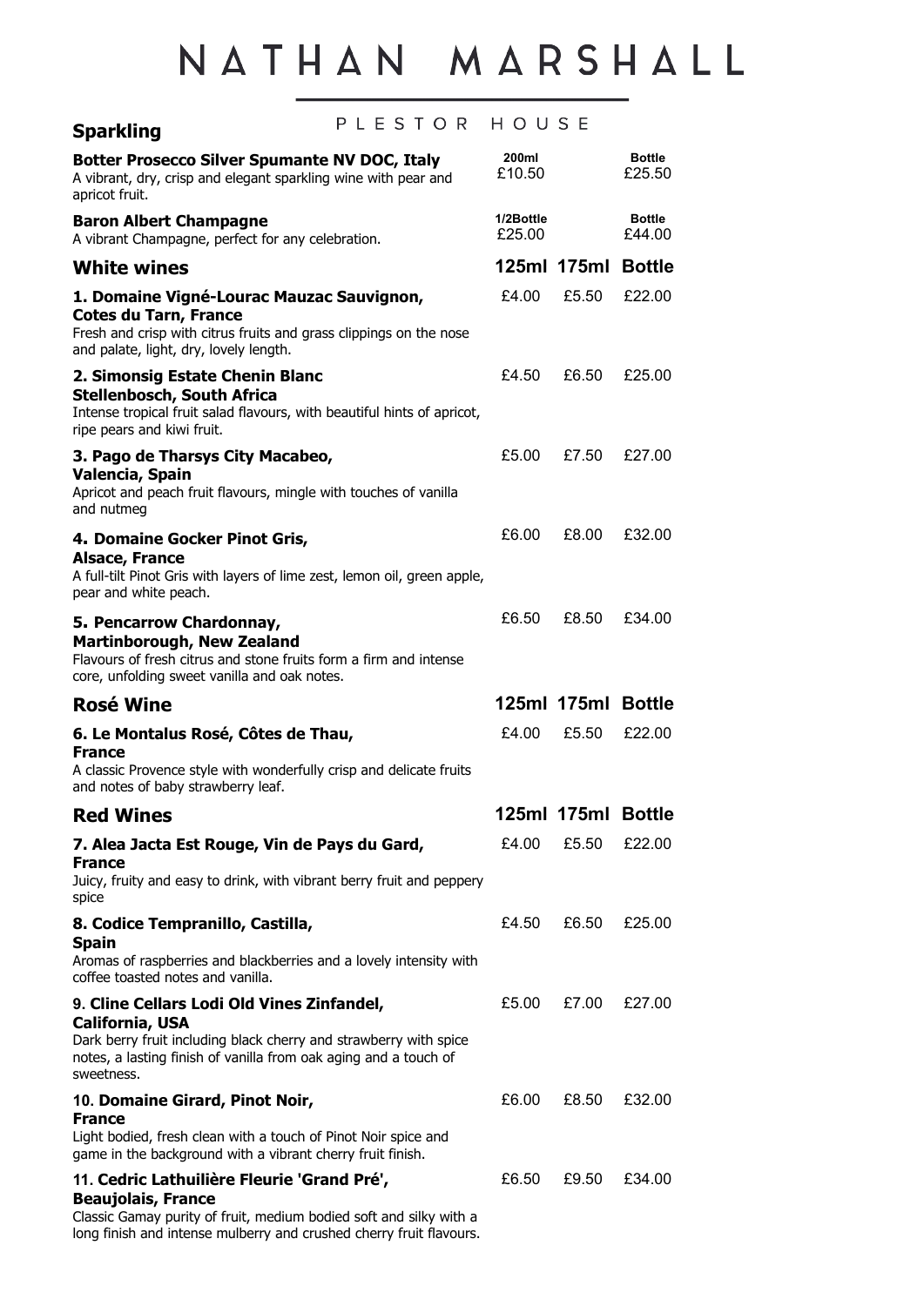# NATHAN MARSHALL

PLESTOR HOUSE

## Sparkling

| | 200ml | Bottle |
|---|---|---|
| **Botter Prosecco Silver Spumante NV DOC, Italy**<br>A vibrant, dry, crisp and elegant sparkling wine with pear and apricot fruit. | £10.50 | £25.50 |

| | 1/2Bottle | Bottle |
|---|---|---|
| **Baron Albert Champagne**<br>A vibrant Champagne, perfect for any celebration. | £25.00 | £44.00 |

## White wines

| | 125ml | 175ml | Bottle |
|---|---|---|---|
| **1. Domaine Vigné-Lourac Mauzac Sauvignon, Cotes du Tarn, France**<br>Fresh and crisp with citrus fruits and grass clippings on the nose and palate, light, dry, lovely length. | £4.00 | £5.50 | £22.00 |
| **2. Simonsig Estate Chenin Blanc Stellenbosch, South Africa**<br>Intense tropical fruit salad flavours, with beautiful hints of apricot, ripe pears and kiwi fruit. | £4.50 | £6.50 | £25.00 |
| **3. Pago de Tharsys City Macabeo, Valencia, Spain**<br>Apricot and peach fruit flavours, mingle with touches of vanilla and nutmeg | £5.00 | £7.50 | £27.00 |
| **4. Domaine Gocker Pinot Gris, Alsace, France**<br>A full-tilt Pinot Gris with layers of lime zest, lemon oil, green apple, pear and white peach. | £6.00 | £8.00 | £32.00 |
| **5. Pencarrow Chardonnay, Martinborough, New Zealand**<br>Flavours of fresh citrus and stone fruits form a firm and intense core, unfolding sweet vanilla and oak notes. | £6.50 | £8.50 | £34.00 |

## Rosé Wine

| | 125ml | 175ml | Bottle |
|---|---|---|---|
| **6. Le Montalus Rosé, Côtes de Thau, France**<br>A classic Provence style with wonderfully crisp and delicate fruits and notes of baby strawberry leaf. | £4.00 | £5.50 | £22.00 |

## Red Wines

| | 125ml | 175ml | Bottle |
|---|---|---|---|
| **7. Alea Jacta Est Rouge, Vin de Pays du Gard, France**<br>Juicy, fruity and easy to drink, with vibrant berry fruit and peppery spice | £4.00 | £5.50 | £22.00 |
| **8. Codice Tempranillo, Castilla, Spain**<br>Aromas of raspberries and blackberries and a lovely intensity with coffee toasted notes and vanilla. | £4.50 | £6.50 | £25.00 |
| **9. Cline Cellars Lodi Old Vines Zinfandel, California, USA**<br>Dark berry fruit including black cherry and strawberry with spice notes, a lasting finish of vanilla from oak aging and a touch of sweetness. | £5.00 | £7.00 | £27.00 |
| **10. Domaine Girard, Pinot Noir, France**<br>Light bodied, fresh clean with a touch of Pinot Noir spice and game in the background with a vibrant cherry fruit finish. | £6.00 | £8.50 | £32.00 |
| **11. Cedric Lathuilière Fleurie 'Grand Pré', Beaujolais, France**<br>Classic Gamay purity of fruit, medium bodied soft and silky with a long finish and intense mulberry and crushed cherry fruit flavours. | £6.50 | £9.50 | £34.00 |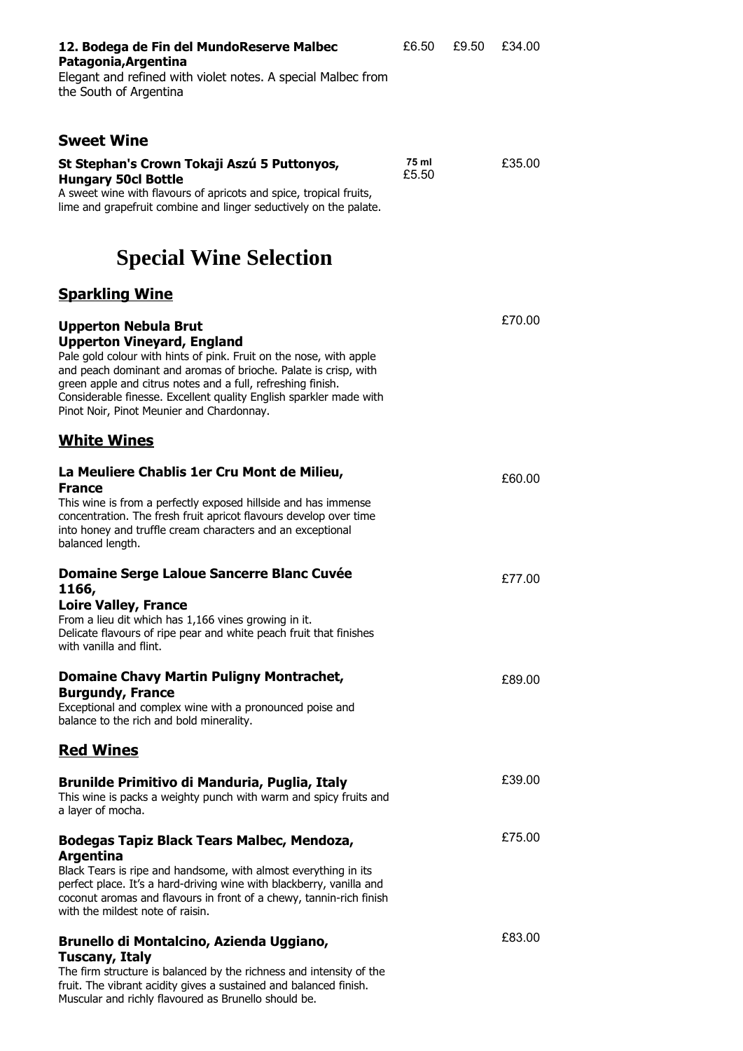**12. Bodega de Fin del MundoReserve Malbec Patagonia,Argentina** £6.50 £9.50 £34.00

Elegant and refined with violet notes. A special Malbec from the South of Argentina

## Sweet Wine

**St Stephan's Crown Tokaji Aszú 5 Puttonyos, Hungary 50cl Bottle** 75 ml £5.50 £35.00

A sweet wine with flavours of apricots and spice, tropical fruits, lime and grapefruit combine and linger seductively on the palate.

# Special Wine Selection

## Sparkling Wine

**Upperton Nebula Brut**
**Upperton Vineyard, England** £70.00

Pale gold colour with hints of pink. Fruit on the nose, with apple and peach dominant and aromas of brioche. Palate is crisp, with green apple and citrus notes and a full, refreshing finish. Considerable finesse. Excellent quality English sparkler made with Pinot Noir, Pinot Meunier and Chardonnay.

## White Wines

**La Meuliere Chablis 1er Cru Mont de Milieu, France** £60.00

This wine is from a perfectly exposed hillside and has immense concentration. The fresh fruit apricot flavours develop over time into honey and truffle cream characters and an exceptional balanced length.

**Domaine Serge Laloue Sancerre Blanc Cuvée 1166,**
**Loire Valley, France** £77.00

From a lieu dit which has 1,166 vines growing in it.
Delicate flavours of ripe pear and white peach fruit that finishes with vanilla and flint.

**Domaine Chavy Martin Puligny Montrachet, Burgundy, France** £89.00

Exceptional and complex wine with a pronounced poise and balance to the rich and bold minerality.

## Red Wines

**Brunilde Primitivo di Manduria, Puglia, Italy** £39.00

This wine is packs a weighty punch with warm and spicy fruits and a layer of mocha.

**Bodegas Tapiz Black Tears Malbec, Mendoza, Argentina** £75.00

Black Tears is ripe and handsome, with almost everything in its perfect place. It's a hard-driving wine with blackberry, vanilla and coconut aromas and flavours in front of a chewy, tannin-rich finish with the mildest note of raisin.

**Brunello di Montalcino, Azienda Uggiano, Tuscany, Italy** £83.00

The firm structure is balanced by the richness and intensity of the fruit. The vibrant acidity gives a sustained and balanced finish. Muscular and richly flavoured as Brunello should be.